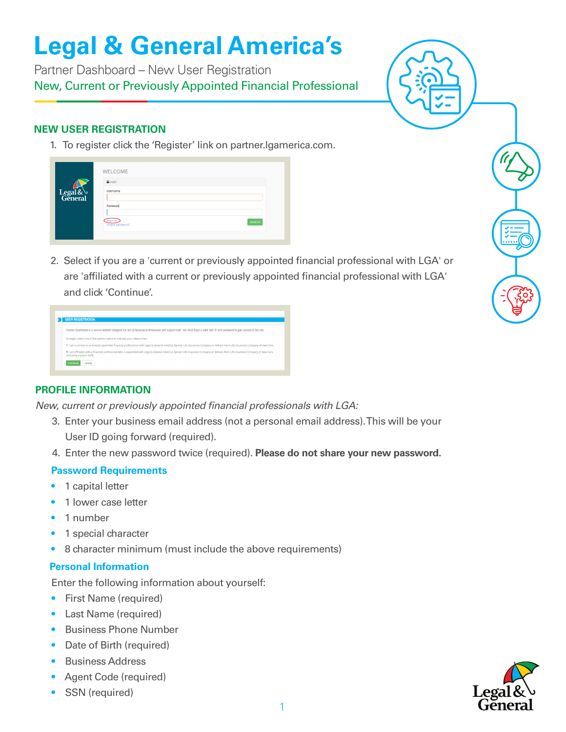# Legal & General America's

Partner Dashboard – New User Registration

New, Current or Previously Appointed Financial Professional

## NEW USER REGISTRATION

1. To register click the 'Register' link on partner.lgamerica.com.

2. Select if you are a 'current or previously appointed financial professional with LGA' or are 'affiliated with a current or previously appointed financial professional with LGA' and click 'Continue'.

## PROFILE INFORMATION

*New, current or previously appointed financial professionals with LGA:*

3. Enter your business email address (not a personal email address). This will be your User ID going forward (required).
4. Enter the new password twice (required). **Please do not share your new password.**

### Password Requirements

- 1 capital letter
- 1 lower case letter
- 1 number
- 1 special character
- 8 character minimum (must include the above requirements)

### Personal Information

Enter the following information about yourself:

- First Name (required)
- Last Name (required)
- Business Phone Number
- Date of Birth (required)
- Business Address
- Agent Code (required)
- SSN (required)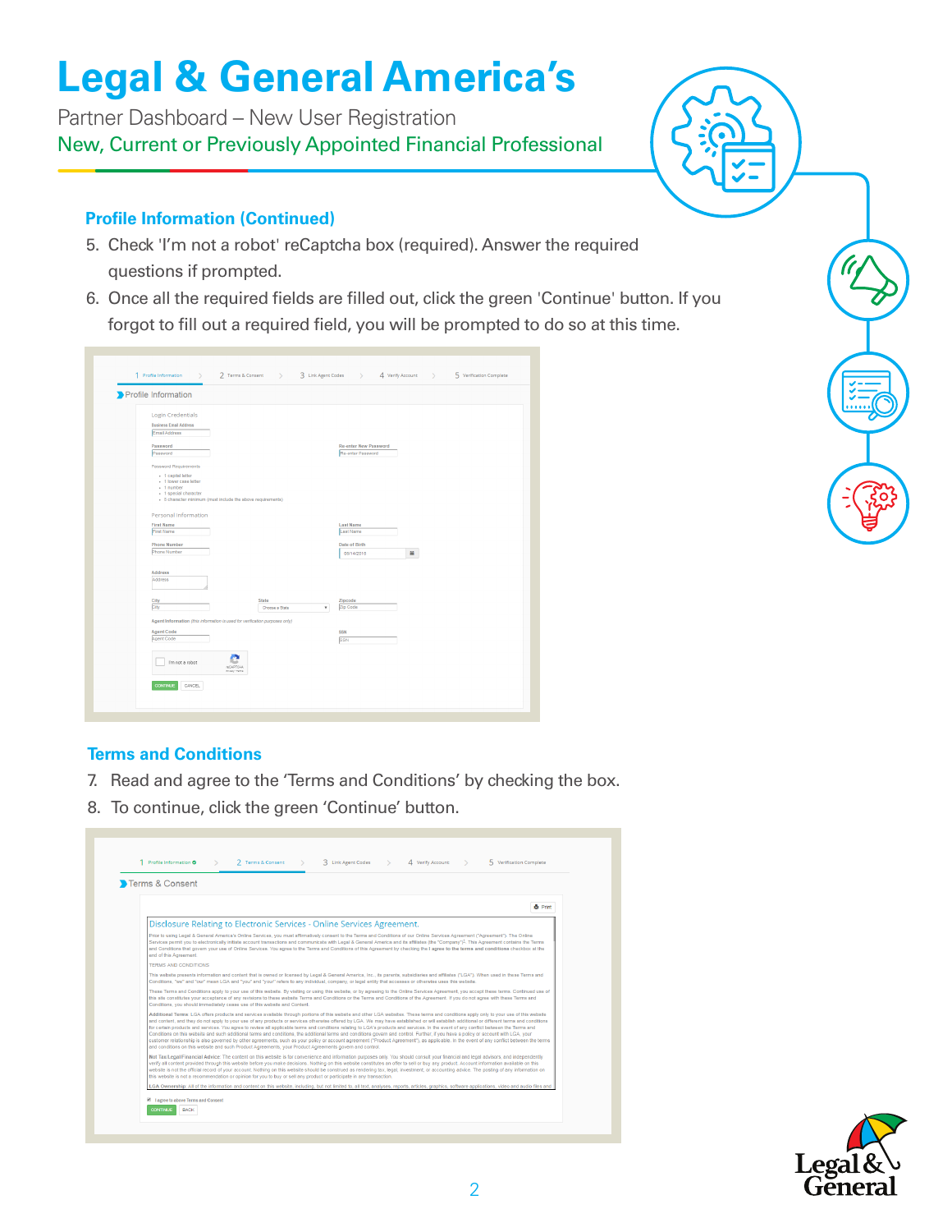# Legal & General America's

Partner Dashboard – New User Registration

New, Current or Previously Appointed Financial Professional

### Profile Information (Continued)

5. Check 'I'm not a robot' reCaptcha box (required). Answer the required questions if prompted.
6. Once all the required fields are filled out, click the green 'Continue' button. If you forgot to fill out a required field, you will be prompted to do so at this time.

### Terms and Conditions

7. Read and agree to the 'Terms and Conditions' by checking the box.
8. To continue, click the green 'Continue' button.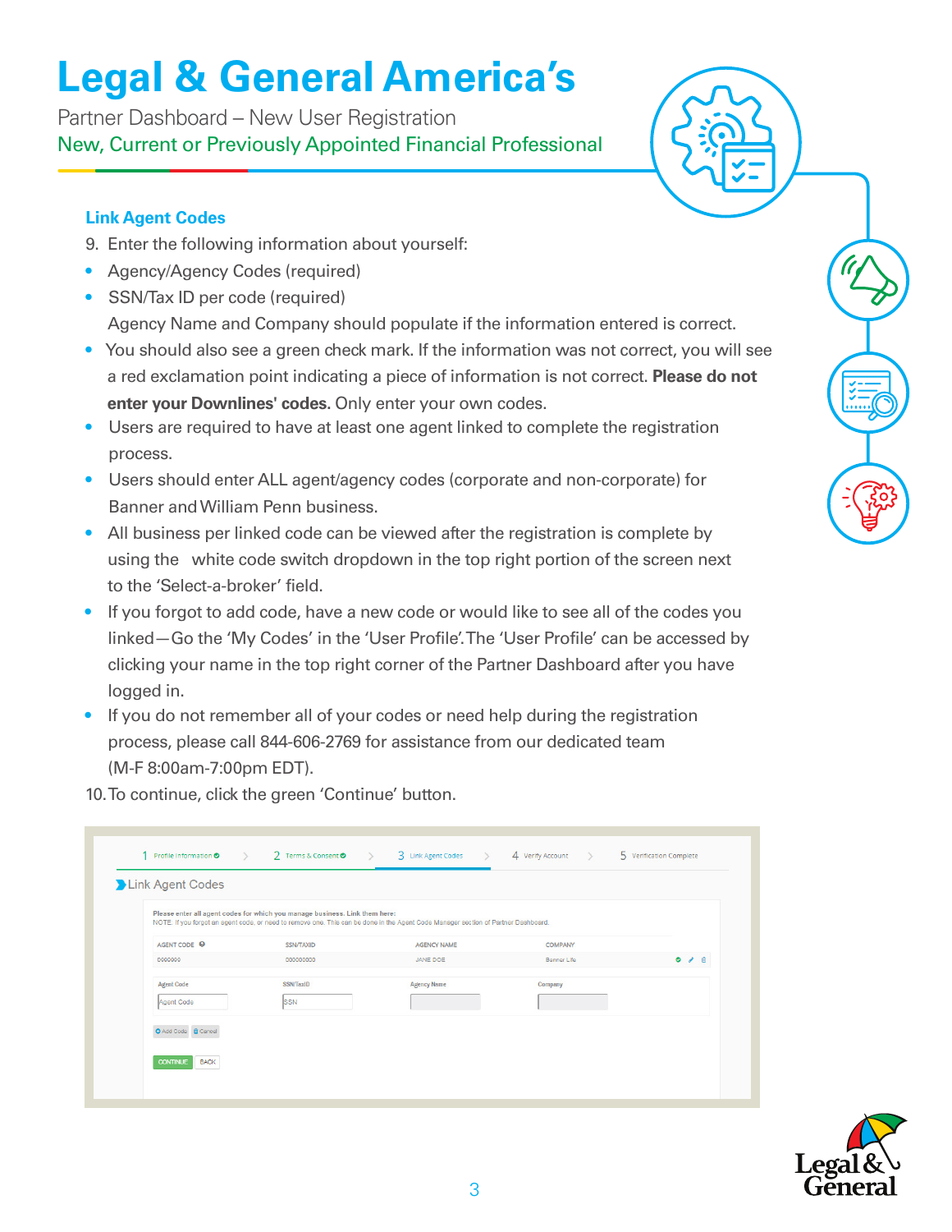# Legal & General America's

Partner Dashboard – New User Registration

New, Current or Previously Appointed Financial Professional

### Link Agent Codes

9. Enter the following information about yourself:

- Agency/Agency Codes (required)
- SSN/Tax ID per code (required)

  Agency Name and Company should populate if the information entered is correct.
- You should also see a green check mark. If the information was not correct, you will see a red exclamation point indicating a piece of information is not correct. **Please do not enter your Downlines' codes.** Only enter your own codes.
- Users are required to have at least one agent linked to complete the registration process.
- Users should enter ALL agent/agency codes (corporate and non-corporate) for Banner and William Penn business.
- All business per linked code can be viewed after the registration is complete by using the white code switch dropdown in the top right portion of the screen next to the 'Select-a-broker' field.
- If you forgot to add code, have a new code or would like to see all of the codes you linked—Go the 'My Codes' in the 'User Profile'. The 'User Profile' can be accessed by clicking your name in the top right corner of the Partner Dashboard after you have logged in.
- If you do not remember all of your codes or need help during the registration process, please call 844-606-2769 for assistance from our dedicated team (M-F 8:00am-7:00pm EDT).

10. To continue, click the green 'Continue' button.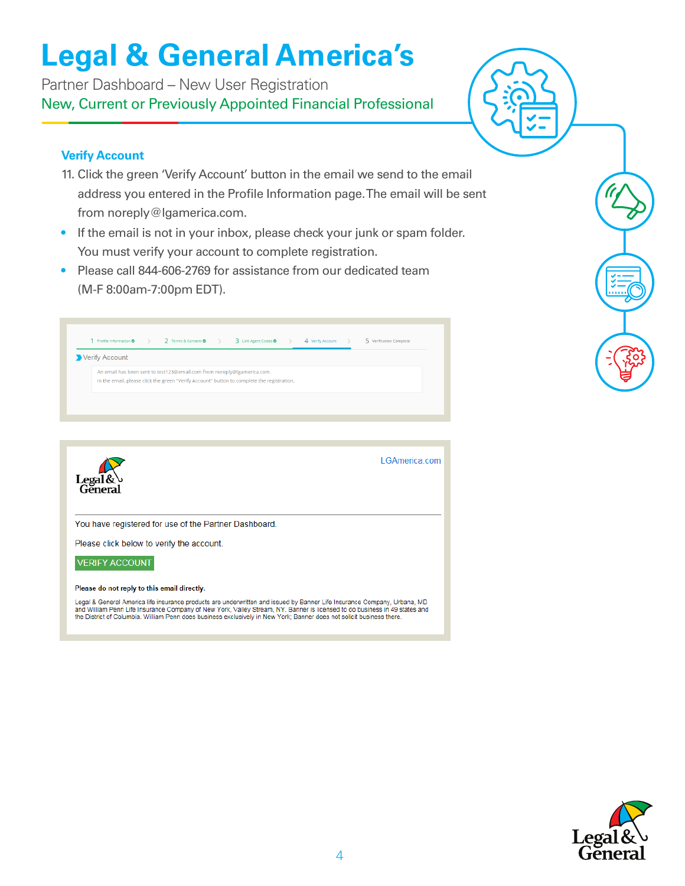# Legal & General America's

Partner Dashboard – New User Registration

New, Current or Previously Appointed Financial Professional

### Verify Account

11. Click the green 'Verify Account' button in the email we send to the email address you entered in the Profile Information page. The email will be sent from noreply@lgamerica.com.

- If the email is not in your inbox, please check your junk or spam folder. You must verify your account to complete registration.
- Please call 844-606-2769 for assistance from our dedicated team (M-F 8:00am-7:00pm EDT).

1 Profile Information > 2 Terms & Consent > 3 Link Agent Codes > 4 Verify Account > 5 Verification Complete

Verify Account

An email has been sent to test123@email.com from noreply@lgamerica.com.
In the email, please click the green "Verify Account" button to complete the registration.

LGAmerica.com

You have registered for use of the Partner Dashboard.

Please click below to verify the account.

VERIFY ACCOUNT

**Please do not reply to this email directly.**

Legal & General America life insurance products are underwritten and issued by Banner Life Insurance Company, Urbana, MD and William Penn Life Insurance Company of New York, Valley Stream, NY. Banner is licensed to do business in 49 states and the District of Columbia. William Penn does business exclusively in New York; Banner does not solicit business there.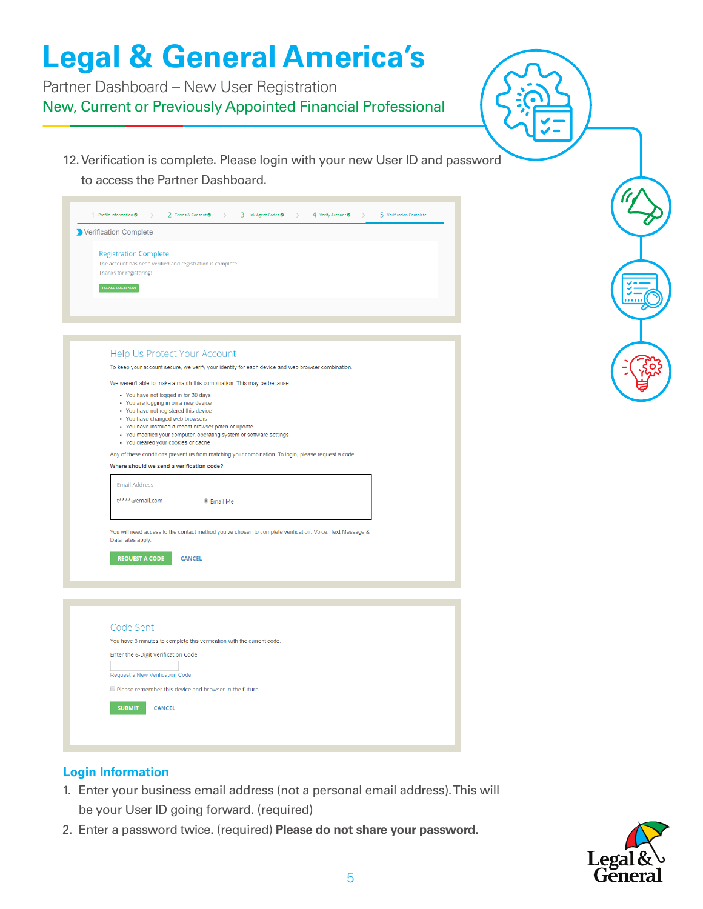# Legal & General America's

Partner Dashboard – New User Registration

New, Current or Previously Appointed Financial Professional

12. Verification is complete. Please login with your new User ID and password to access the Partner Dashboard.

1 Profile Information > 2 Terms & Consent > 3 Link Agent Codes > 4 Verify Account > 5 Verification Complete

Verification Complete

Registration Complete

The account has been verified and registration is complete.

Thanks for registering!

PLEASE LOGIN NOW

Help Us Protect Your Account

To keep your account secure, we verify your identity for each device and web browser combination.

We weren't able to make a match this combination. This may be because:

- You have not logged in for 30 days
- You are logging in on a new device
- You have not registered this device
- You have changed web browsers
- You have installed a recent browser patch or update
- You modified your computer, operating system or software settings
- You cleared your cookies or cache

Any of these conditions prevent us from matching your combination. To login, please request a code.

**Where should we send a verification code?**

Email Address

t****@email.com ◉ Email Me

You will need access to the contact method you've chosen to complete verification. Voice, Text Message & Data rates apply.

REQUEST A CODE CANCEL

Code Sent

You have 3 minutes to complete this verification with the current code.

Enter the 6-Digit Verification Code

Request a New Verification Code

☐ Please remember this device and browser in the future

SUBMIT CANCEL

## Login Information

1. Enter your business email address (not a personal email address). This will be your User ID going forward. (required)
2. Enter a password twice. (required) **Please do not share your password.**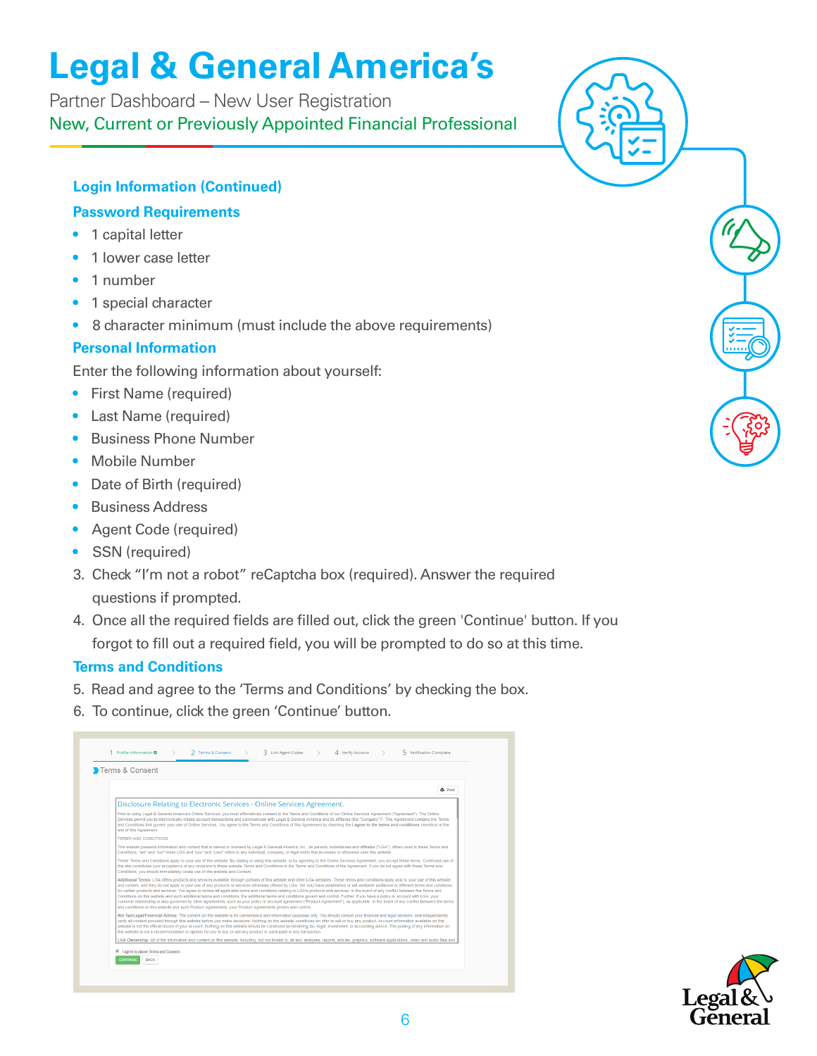# Legal & General America's

Partner Dashboard – New User Registration

New, Current or Previously Appointed Financial Professional

### Login Information (Continued)

### Password Requirements

- 1 capital letter
- 1 lower case letter
- 1 number
- 1 special character
- 8 character minimum (must include the above requirements)

### Personal Information

Enter the following information about yourself:

- First Name (required)
- Last Name (required)
- Business Phone Number
- Mobile Number
- Date of Birth (required)
- Business Address
- Agent Code (required)
- SSN (required)

3. Check "I'm not a robot" reCaptcha box (required). Answer the required questions if prompted.
4. Once all the required fields are filled out, click the green 'Continue' button. If you forgot to fill out a required field, you will be prompted to do so at this time.

### Terms and Conditions

5. Read and agree to the 'Terms and Conditions' by checking the box.
6. To continue, click the green 'Continue' button.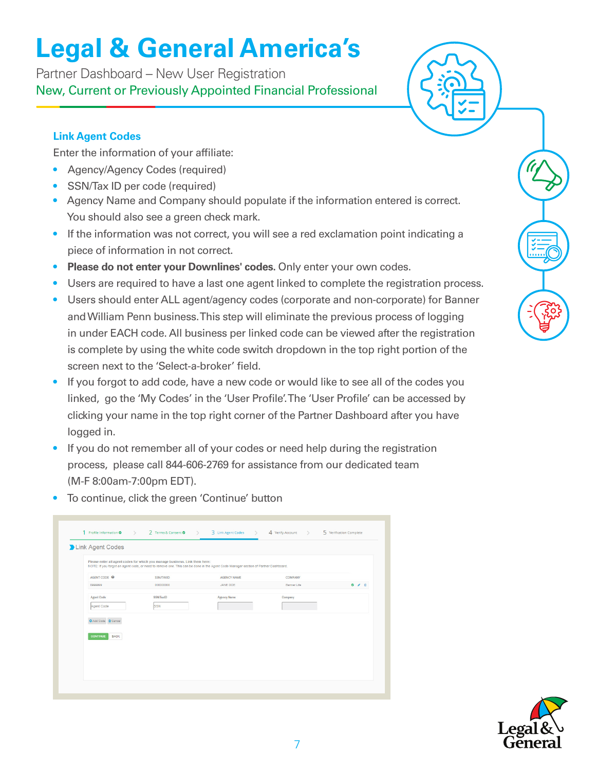# Legal & General America's

Partner Dashboard – New User Registration

New, Current or Previously Appointed Financial Professional

### Link Agent Codes

Enter the information of your affiliate:

- Agency/Agency Codes (required)
- SSN/Tax ID per code (required)
- Agency Name and Company should populate if the information entered is correct. You should also see a green check mark.
- If the information was not correct, you will see a red exclamation point indicating a piece of information in not correct.
- **Please do not enter your Downlines' codes.** Only enter your own codes.
- Users are required to have a last one agent linked to complete the registration process.
- Users should enter ALL agent/agency codes (corporate and non-corporate) for Banner and William Penn business. This step will eliminate the previous process of logging in under EACH code. All business per linked code can be viewed after the registration is complete by using the white code switch dropdown in the top right portion of the screen next to the 'Select-a-broker' field.
- If you forgot to add code, have a new code or would like to see all of the codes you linked, go the 'My Codes' in the 'User Profile'. The 'User Profile' can be accessed by clicking your name in the top right corner of the Partner Dashboard after you have logged in.
- If you do not remember all of your codes or need help during the registration process, please call 844-606-2769 for assistance from our dedicated team (M-F 8:00am-7:00pm EDT).
- To continue, click the green 'Continue' button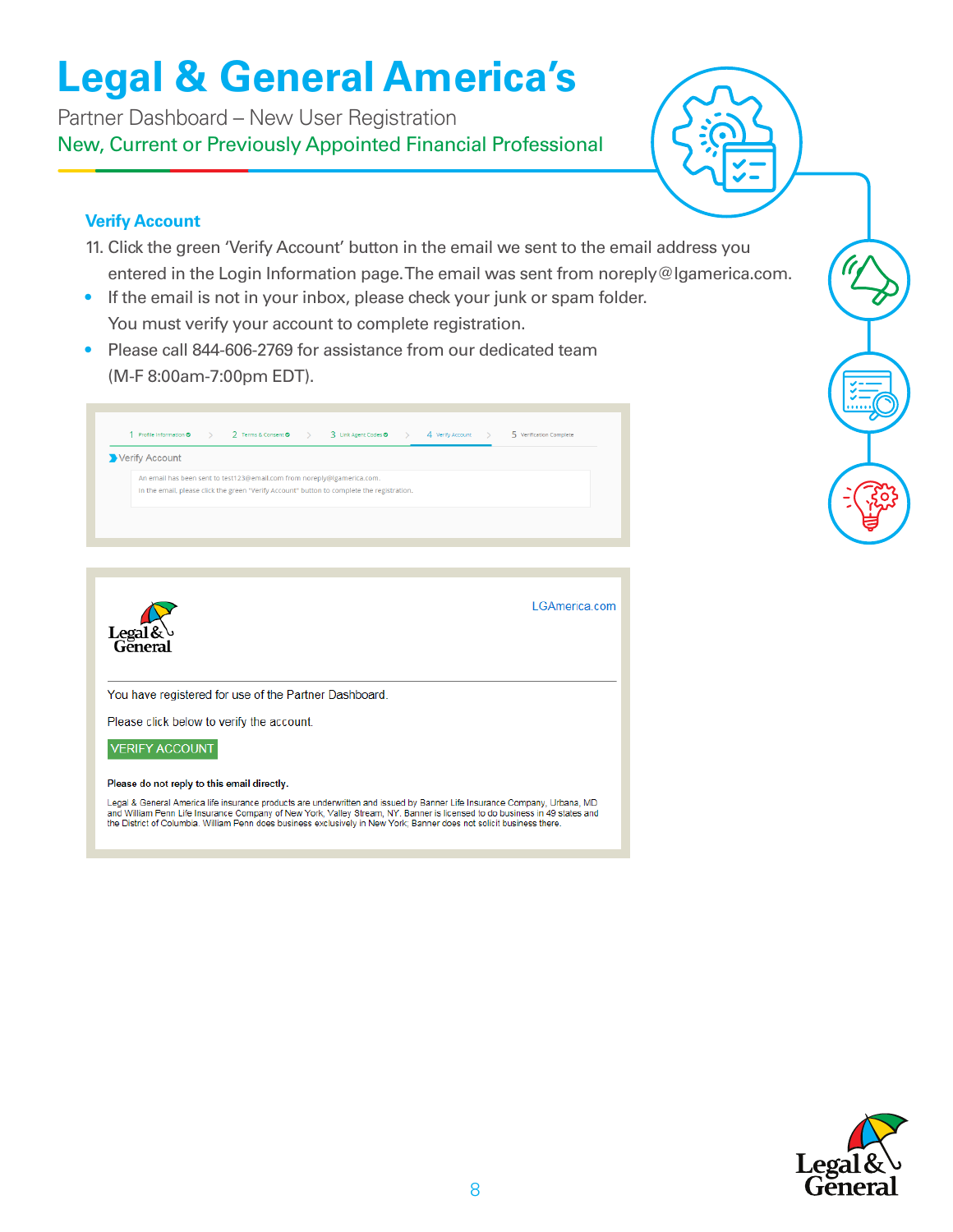# Legal & General America's

Partner Dashboard – New User Registration

New, Current or Previously Appointed Financial Professional

## Verify Account

11. Click the green 'Verify Account' button in the email we sent to the email address you entered in the Login Information page. The email was sent from noreply@lgamerica.com.

- If the email is not in your inbox, please check your junk or spam folder. You must verify your account to complete registration.
- Please call 844-606-2769 for assistance from our dedicated team (M-F 8:00am-7:00pm EDT).

1 Profile Information  2 Terms & Consent  3 Link Agent Codes  4 Verify Account  5 Verification Complete

Verify Account

An email has been sent to test123@email.com from noreply@lgamerica.com.
In the email, please click the green "Verify Account" button to complete the registration.

Legal & General

LGAmerica.com

You have registered for use of the Partner Dashboard.

Please click below to verify the account.

VERIFY ACCOUNT

**Please do not reply to this email directly.**

Legal & General America life insurance products are underwritten and issued by Banner Life Insurance Company, Urbana, MD and William Penn Life Insurance Company of New York, Valley Stream, NY. Banner is licensed to do business in 49 states and the District of Columbia. William Penn does business exclusively in New York; Banner does not solicit business there.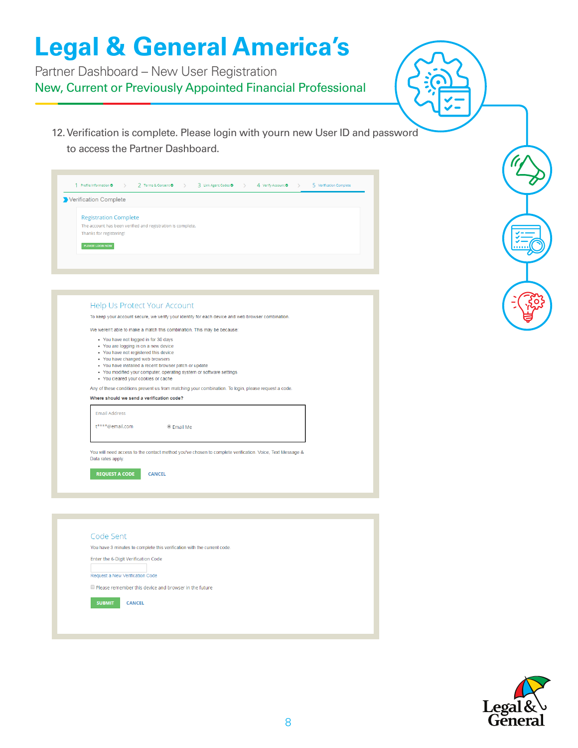# Legal & General America's

Partner Dashboard – New User Registration

New, Current or Previously Appointed Financial Professional

12. Verification is complete. Please login with yourn new User ID and password to access the Partner Dashboard.

1 Profile Information > 2 Terms & Consent > 3 Link Agent Codes > 4 Verify Account > 5 Verification Complete

Verification Complete

Registration Complete

The account has been verified and registration is complete.

Thanks for registering!

PLEASE LOGIN NOW

Help Us Protect Your Account

To keep your account secure, we verify your identity for each device and web browser combination.

We weren't able to make a match this combination. This may be because:

- You have not logged in for 30 days
- You are logging in on a new device
- You have not registered this device
- You have changed web browsers
- You have installed a recent browser patch or update
- You modified your computer, operating system or software settings
- You cleared your cookies or cache

Any of these conditions prevent us from matching your combination. To login, please request a code.

**Where should we send a verification code?**

Email Address

t****@email.com   Email Me

You will need access to the contact method you've chosen to complete verification. Voice, Text Message & Data rates apply.

REQUEST A CODE   CANCEL

Code Sent

You have 3 minutes to complete this verification with the current code.

Enter the 6-Digit Verification Code

Request a New Verification Code

Please remember this device and browser in the future

SUBMIT   CANCEL